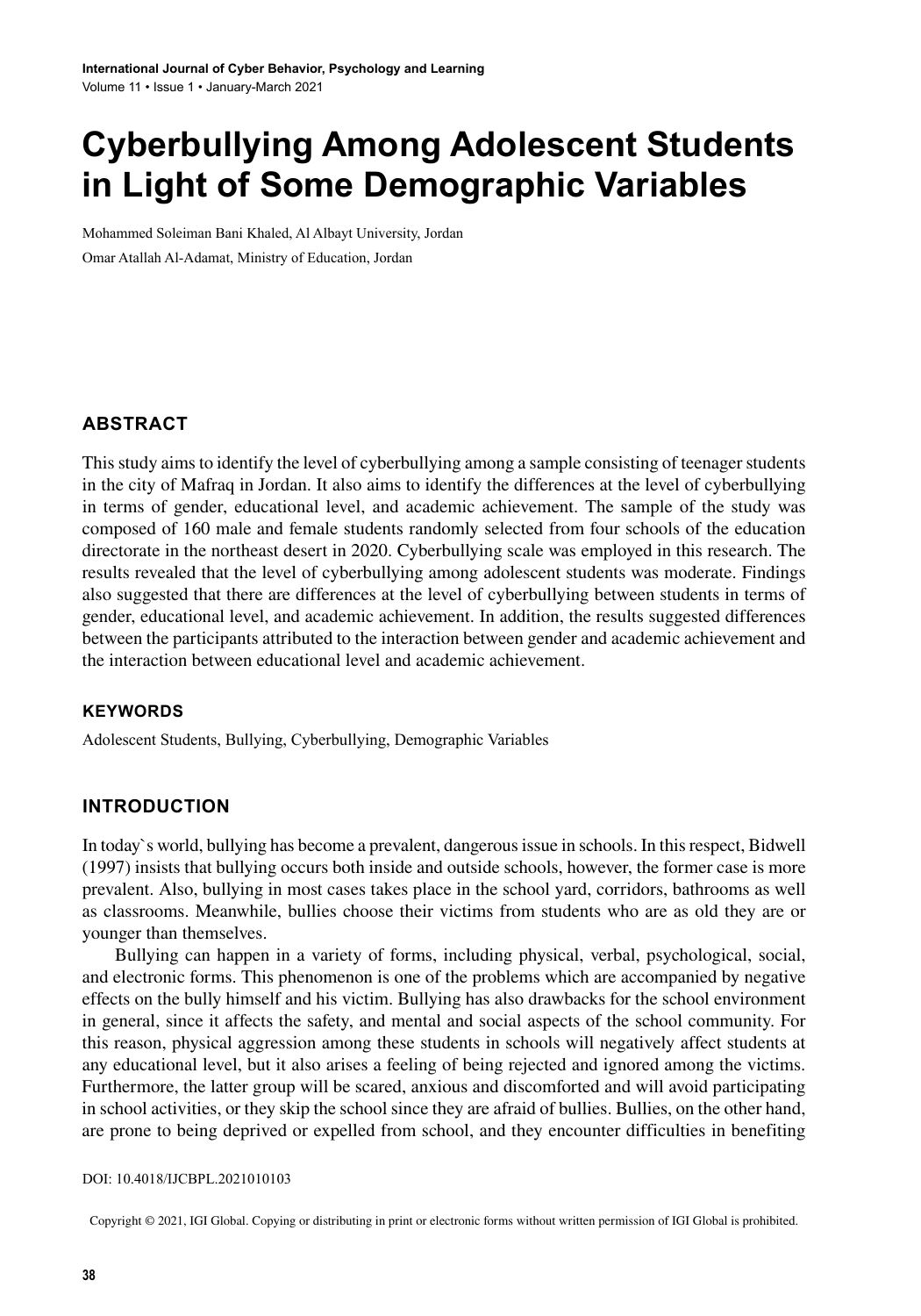# Cyberbullying Among Adolescent Students in Light of Some Demographic Variables

Mohammed Soleiman Bani Khaled, Al Albayt University, Jordan

Omar Atallah Al-Adamat, Ministry of Education, Jordan

## ABSTRACT

This study aims to identify the level of cyberbullying among a sample consisting of teenager students in the city of Mafraq in Jordan. It also aims to identify the differences at the level of cyberbullying in terms of gender, educational level, and academic achievement. The sample of the study was composed of 160 male and female students randomly selected from four schools of the education directorate in the northeast desert in 2020. Cyberbullying scale was employed in this research. The results revealed that the level of cyberbullying among adolescent students was moderate. Findings also suggested that there are differences at the level of cyberbullying between students in terms of gender, educational level, and academic achievement. In addition, the results suggested differences between the participants attributed to the interaction between gender and academic achievement and the interaction between educational level and academic achievement.

### KEYWORDS

Adolescent Students, Bullying, Cyberbullying, Demographic Variables

## INTRODUCTION

In today`s world, bullying has become a prevalent, dangerous issue in schools. In this respect, Bidwell (1997) insists that bullying occurs both inside and outside schools, however, the former case is more prevalent. Also, bullying in most cases takes place in the school yard, corridors, bathrooms as well as classrooms. Meanwhile, bullies choose their victims from students who are as old they are or younger than themselves.

Bullying can happen in a variety of forms, including physical, verbal, psychological, social, and electronic forms. This phenomenon is one of the problems which are accompanied by negative effects on the bully himself and his victim. Bullying has also drawbacks for the school environment in general, since it affects the safety, and mental and social aspects of the school community. For this reason, physical aggression among these students in schools will negatively affect students at any educational level, but it also arises a feeling of being rejected and ignored among the victims. Furthermore, the latter group will be scared, anxious and discomforted and will avoid participating in school activities, or they skip the school since they are afraid of bullies. Bullies, on the other hand, are prone to being deprived or expelled from school, and they encounter difficulties in benefiting

DOI: 10.4018/IJCBPL.2021010103

Copyright © 2021, IGI Global. Copying or distributing in print or electronic forms without written permission of IGI Global is prohibited.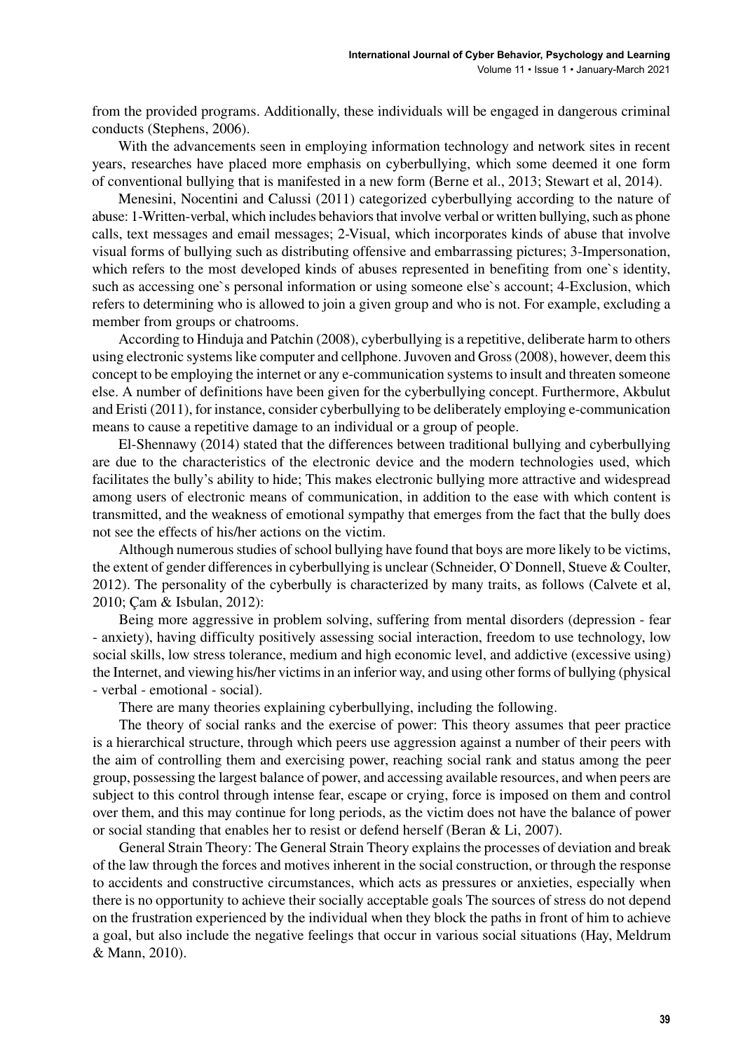from the provided programs. Additionally, these individuals will be engaged in dangerous criminal conducts (Stephens, 2006).

With the advancements seen in employing information technology and network sites in recent years, researches have placed more emphasis on cyberbullying, which some deemed it one form of conventional bullying that is manifested in a new form (Berne et al., 2013; Stewart et al, 2014).

Menesini, Nocentini and Calussi (2011) categorized cyberbullying according to the nature of abuse: 1-Written-verbal, which includes behaviors that involve verbal or written bullying, such as phone calls, text messages and email messages; 2-Visual, which incorporates kinds of abuse that involve visual forms of bullying such as distributing offensive and embarrassing pictures; 3-Impersonation, which refers to the most developed kinds of abuses represented in benefiting from one`s identity, such as accessing one`s personal information or using someone else`s account; 4-Exclusion, which refers to determining who is allowed to join a given group and who is not. For example, excluding a member from groups or chatrooms.

According to Hinduja and Patchin (2008), cyberbullying is a repetitive, deliberate harm to others using electronic systems like computer and cellphone. Juvoven and Gross (2008), however, deem this concept to be employing the internet or any e-communication systems to insult and threaten someone else. A number of definitions have been given for the cyberbullying concept. Furthermore, Akbulut and Eristi (2011), for instance, consider cyberbullying to be deliberately employing e-communication means to cause a repetitive damage to an individual or a group of people.

El-Shennawy (2014) stated that the differences between traditional bullying and cyberbullying are due to the characteristics of the electronic device and the modern technologies used, which facilitates the bully's ability to hide; This makes electronic bullying more attractive and widespread among users of electronic means of communication, in addition to the ease with which content is transmitted, and the weakness of emotional sympathy that emerges from the fact that the bully does not see the effects of his/her actions on the victim.

Although numerous studies of school bullying have found that boys are more likely to be victims, the extent of gender differences in cyberbullying is unclear (Schneider, O`Donnell, Stueve & Coulter, 2012). The personality of the cyberbully is characterized by many traits, as follows (Calvete et al, 2010; Çam & Isbulan, 2012):

Being more aggressive in problem solving, suffering from mental disorders (depression - fear - anxiety), having difficulty positively assessing social interaction, freedom to use technology, low social skills, low stress tolerance, medium and high economic level, and addictive (excessive using) the Internet, and viewing his/her victims in an inferior way, and using other forms of bullying (physical - verbal - emotional - social).

There are many theories explaining cyberbullying, including the following.

The theory of social ranks and the exercise of power: This theory assumes that peer practice is a hierarchical structure, through which peers use aggression against a number of their peers with the aim of controlling them and exercising power, reaching social rank and status among the peer group, possessing the largest balance of power, and accessing available resources, and when peers are subject to this control through intense fear, escape or crying, force is imposed on them and control over them, and this may continue for long periods, as the victim does not have the balance of power or social standing that enables her to resist or defend herself (Beran & Li, 2007).

General Strain Theory: The General Strain Theory explains the processes of deviation and break of the law through the forces and motives inherent in the social construction, or through the response to accidents and constructive circumstances, which acts as pressures or anxieties, especially when there is no opportunity to achieve their socially acceptable goals The sources of stress do not depend on the frustration experienced by the individual when they block the paths in front of him to achieve a goal, but also include the negative feelings that occur in various social situations (Hay, Meldrum & Mann, 2010).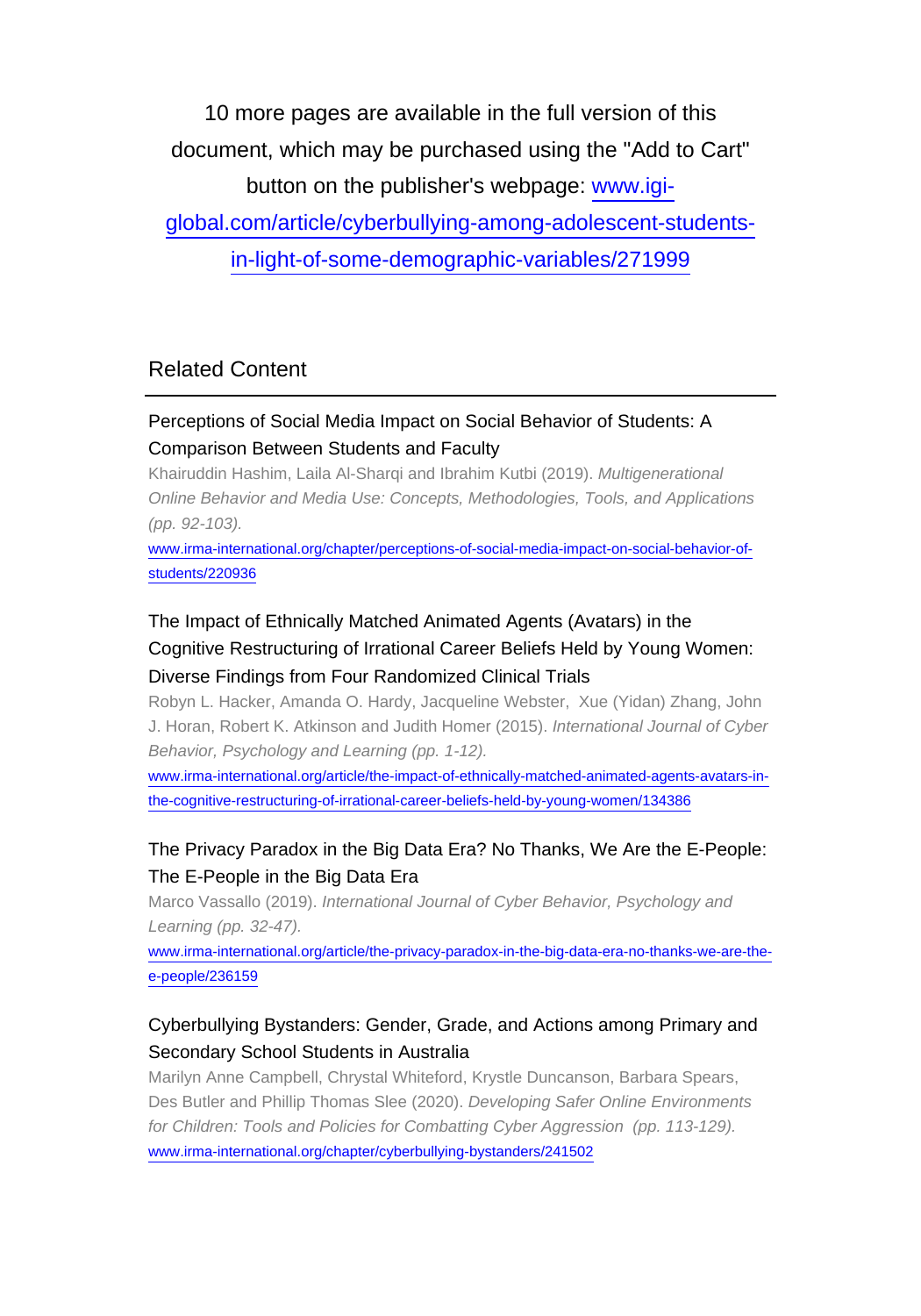10 more pages are available in the full version of this document, which may be purchased using the "Add to Cart" button on the publisher's webpage: [www.igi-global.com/article/cyberbullying-among-adolescent-students-in-light-of-some-demographic-variables/271999](www.igi-global.com/article/cyberbullying-among-adolescent-students-in-light-of-some-demographic-variables/271999)

## Related Content

### Perceptions of Social Media Impact on Social Behavior of Students: A Comparison Between Students and Faculty

Khairuddin Hashim, Laila Al-Sharqi and Ibrahim Kutbi (2019). *Multigenerational Online Behavior and Media Use: Concepts, Methodologies, Tools, and Applications (pp. 92-103).*

[www.irma-international.org/chapter/perceptions-of-social-media-impact-on-social-behavior-of-students/220936](www.irma-international.org/chapter/perceptions-of-social-media-impact-on-social-behavior-of-students/220936)

### The Impact of Ethnically Matched Animated Agents (Avatars) in the Cognitive Restructuring of Irrational Career Beliefs Held by Young Women: Diverse Findings from Four Randomized Clinical Trials

Robyn L. Hacker, Amanda O. Hardy, Jacqueline Webster, Xue (Yidan) Zhang, John J. Horan, Robert K. Atkinson and Judith Homer (2015). *International Journal of Cyber Behavior, Psychology and Learning (pp. 1-12).*

[www.irma-international.org/article/the-impact-of-ethnically-matched-animated-agents-avatars-in-the-cognitive-restructuring-of-irrational-career-beliefs-held-by-young-women/134386](www.irma-international.org/article/the-impact-of-ethnically-matched-animated-agents-avatars-in-the-cognitive-restructuring-of-irrational-career-beliefs-held-by-young-women/134386)

### The Privacy Paradox in the Big Data Era? No Thanks, We Are the E-People: The E-People in the Big Data Era

Marco Vassallo (2019). *International Journal of Cyber Behavior, Psychology and Learning (pp. 32-47).*

[www.irma-international.org/article/the-privacy-paradox-in-the-big-data-era-no-thanks-we-are-the-e-people/236159](www.irma-international.org/article/the-privacy-paradox-in-the-big-data-era-no-thanks-we-are-the-e-people/236159)

### Cyberbullying Bystanders: Gender, Grade, and Actions among Primary and Secondary School Students in Australia

Marilyn Anne Campbell, Chrystal Whiteford, Krystle Duncanson, Barbara Spears, Des Butler and Phillip Thomas Slee (2020). *Developing Safer Online Environments for Children: Tools and Policies for Combatting Cyber Aggression (pp. 113-129).*

[www.irma-international.org/chapter/cyberbullying-bystanders/241502](www.irma-international.org/chapter/cyberbullying-bystanders/241502)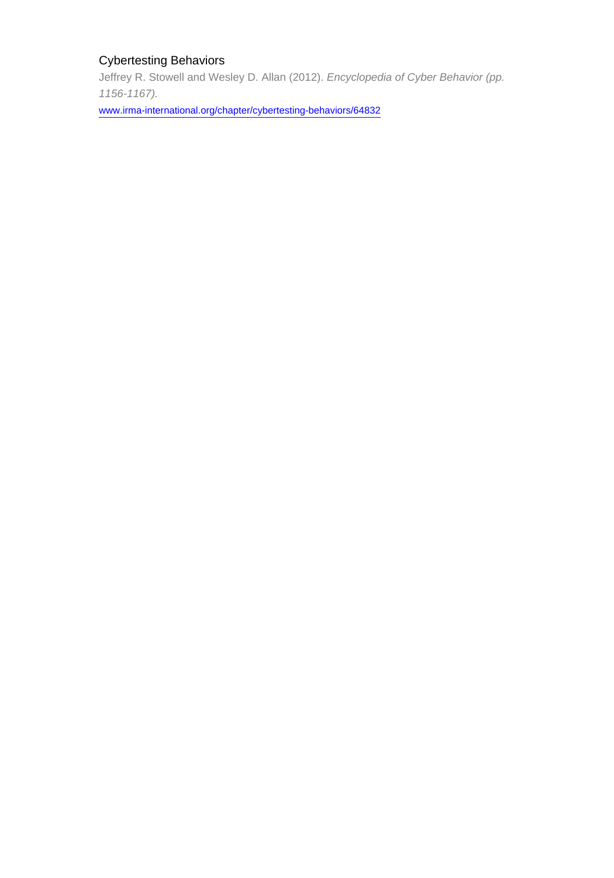Cybertesting Behaviors

Jeffrey R. Stowell and Wesley D. Allan (2012). *Encyclopedia of Cyber Behavior (pp. 1156-1167).*

www.irma-international.org/chapter/cybertesting-behaviors/64832